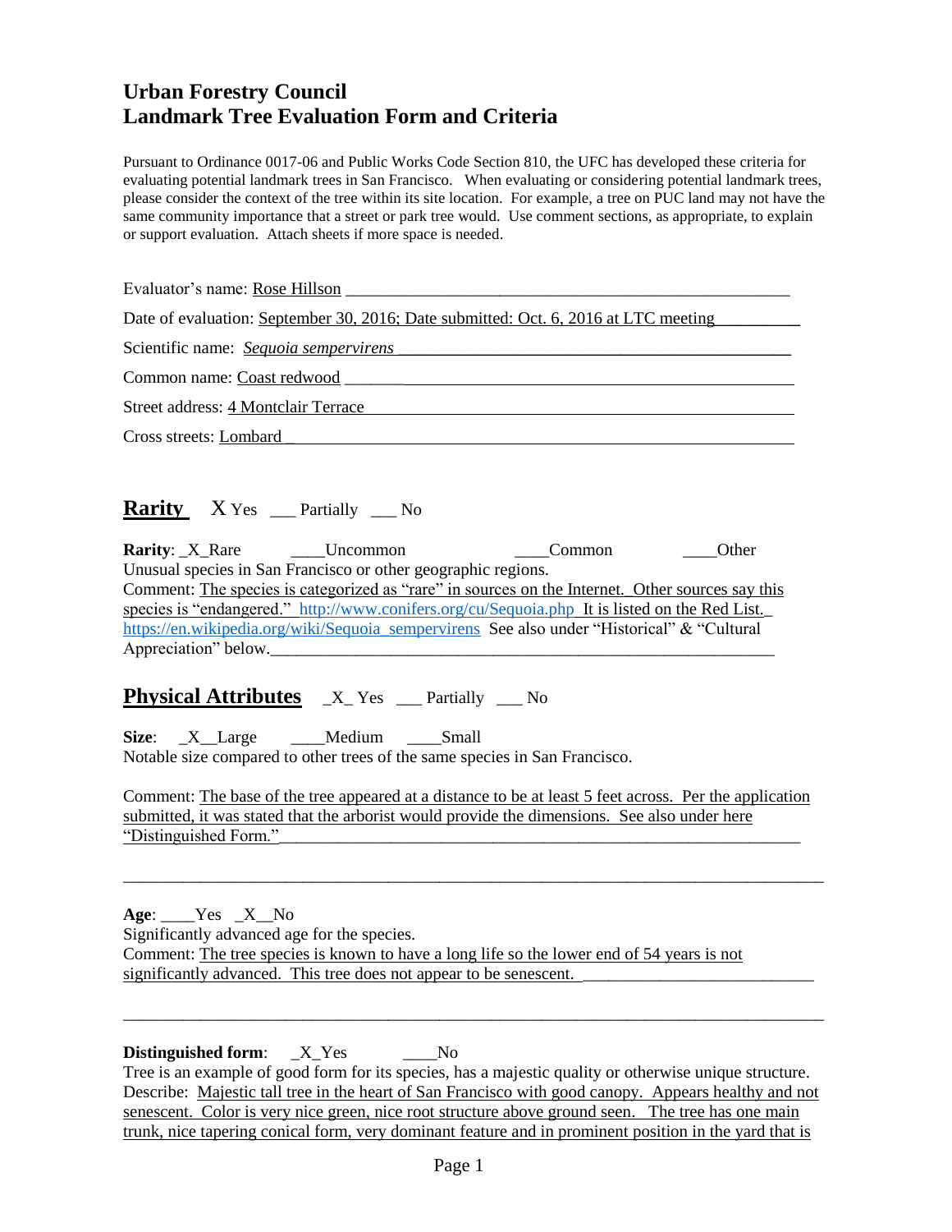# Urban Forestry Council
# Landmark Tree Evaluation Form and Criteria

Pursuant to Ordinance 0017-06 and Public Works Code Section 810, the UFC has developed these criteria for evaluating potential landmark trees in San Francisco. When evaluating or considering potential landmark trees, please consider the context of the tree within its site location. For example, a tree on PUC land may not have the same community importance that a street or park tree would. Use comment sections, as appropriate, to explain or support evaluation. Attach sheets if more space is needed.

Evaluator's name: Rose Hillson

Date of evaluation: September 30, 2016; Date submitted: Oct. 6, 2016 at LTC meeting

Scientific name: *Sequoia sempervirens*

Common name: Coast redwood

Street address: 4 Montclair Terrace

Cross streets: Lombard

## Rarity   X Yes ___ Partially ___ No

**Rarity**: _X_Rare ____Uncommon ____Common ____Other

Unusual species in San Francisco or other geographic regions.

Comment: The species is categorized as "rare" in sources on the Internet. Other sources say this species is "endangered." http://www.conifers.org/cu/Sequoia.php It is listed on the Red List. https://en.wikipedia.org/wiki/Sequoia_sempervirens See also under "Historical" & "Cultural Appreciation" below.

## Physical Attributes   _X_ Yes ___ Partially ___ No

**Size**: _X__Large ____Medium ____Small

Notable size compared to other trees of the same species in San Francisco.

Comment: The base of the tree appeared at a distance to be at least 5 feet across. Per the application submitted, it was stated that the arborist would provide the dimensions. See also under here "Distinguished Form."

**Age**: ____Yes _X__No

Significantly advanced age for the species.

Comment: The tree species is known to have a long life so the lower end of 54 years is not significantly advanced. This tree does not appear to be senescent.

**Distinguished form**: _X_Yes ____No

Tree is an example of good form for its species, has a majestic quality or otherwise unique structure.

Describe: Majestic tall tree in the heart of San Francisco with good canopy. Appears healthy and not senescent. Color is very nice green, nice root structure above ground seen. The tree has one main trunk, nice tapering conical form, very dominant feature and in prominent position in the yard that is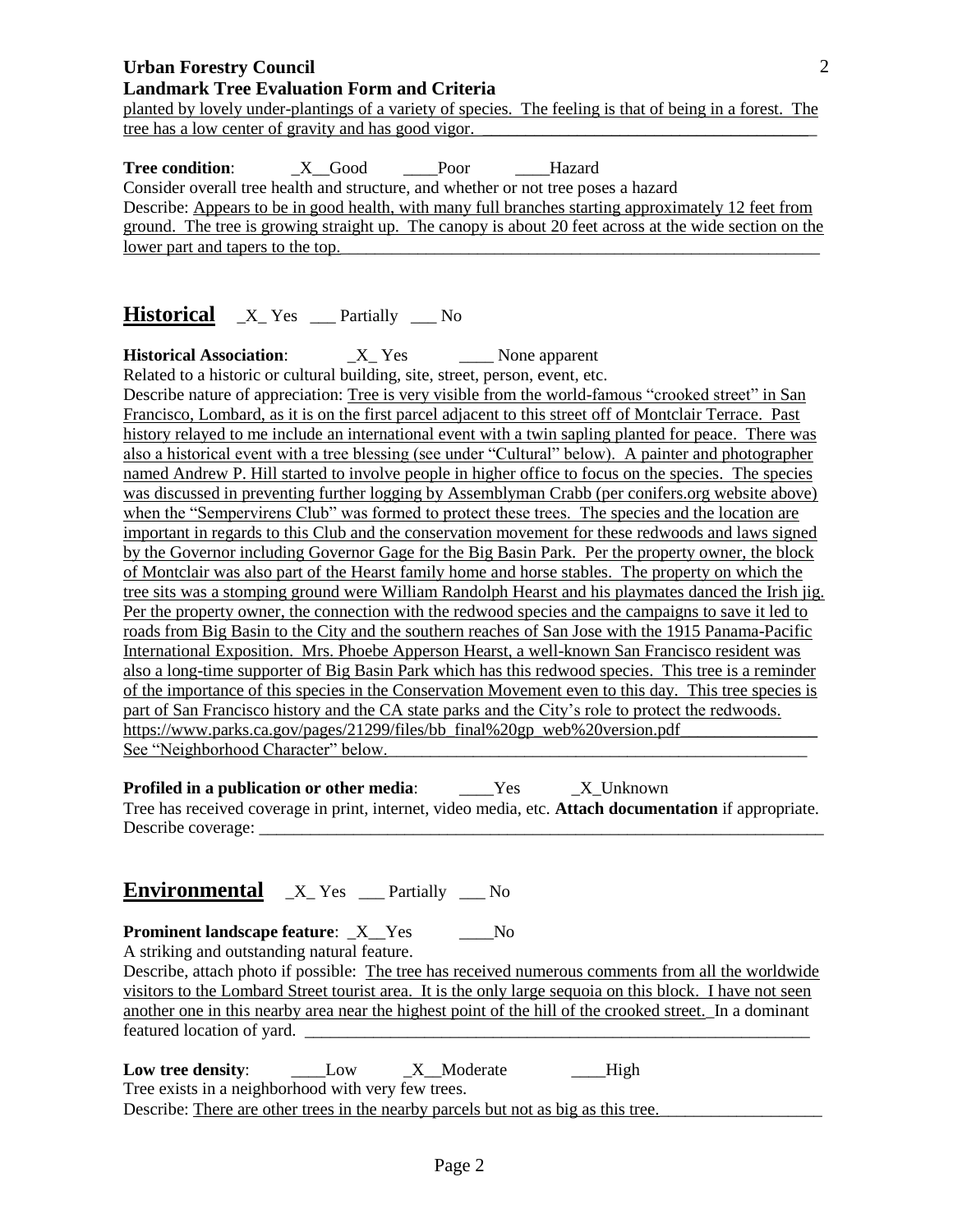planted by lovely under-plantings of a variety of species. The feeling is that of being in a forest. The tree has a low center of gravity and has good vigor.

**Tree condition**: _X__Good ____Poor ____Hazard

Consider overall tree health and structure, and whether or not tree poses a hazard

Describe: Appears to be in good health, with many full branches starting approximately 12 feet from ground. The tree is growing straight up. The canopy is about 20 feet across at the wide section on the lower part and tapers to the top.

## Historical _X_ Yes ___ Partially ___ No

**Historical Association**: _X_ Yes ____ None apparent

Related to a historic or cultural building, site, street, person, event, etc.

Describe nature of appreciation: Tree is very visible from the world-famous "crooked street" in San Francisco, Lombard, as it is on the first parcel adjacent to this street off of Montclair Terrace. Past history relayed to me include an international event with a twin sapling planted for peace. There was also a historical event with a tree blessing (see under "Cultural" below). A painter and photographer named Andrew P. Hill started to involve people in higher office to focus on the species. The species was discussed in preventing further logging by Assemblyman Crabb (per conifers.org website above) when the "Sempervirens Club" was formed to protect these trees. The species and the location are important in regards to this Club and the conservation movement for these redwoods and laws signed by the Governor including Governor Gage for the Big Basin Park. Per the property owner, the block of Montclair was also part of the Hearst family home and horse stables. The property on which the tree sits was a stomping ground were William Randolph Hearst and his playmates danced the Irish jig. Per the property owner, the connection with the redwood species and the campaigns to save it led to roads from Big Basin to the City and the southern reaches of San Jose with the 1915 Panama-Pacific International Exposition. Mrs. Phoebe Apperson Hearst, a well-known San Francisco resident was also a long-time supporter of Big Basin Park which has this redwood species. This tree is a reminder of the importance of this species in the Conservation Movement even to this day. This tree species is part of San Francisco history and the CA state parks and the City's role to protect the redwoods. https://www.parks.ca.gov/pages/21299/files/bb_final%20gp_web%20version.pdf
See "Neighborhood Character" below.

**Profiled in a publication or other media**: ____Yes _X_Unknown

Tree has received coverage in print, internet, video media, etc. **Attach documentation** if appropriate.

Describe coverage: ______________________________________________

## Environmental _X_ Yes ___ Partially ___ No

**Prominent landscape feature**: _X__Yes ____No

A striking and outstanding natural feature.

Describe, attach photo if possible: The tree has received numerous comments from all the worldwide visitors to the Lombard Street tourist area. It is the only large sequoia on this block. I have not seen another one in this nearby area near the highest point of the hill of the crooked street. In a dominant featured location of yard.

**Low tree density**: ____Low _X__Moderate ____High

Tree exists in a neighborhood with very few trees.

Describe: There are other trees in the nearby parcels but not as big as this tree.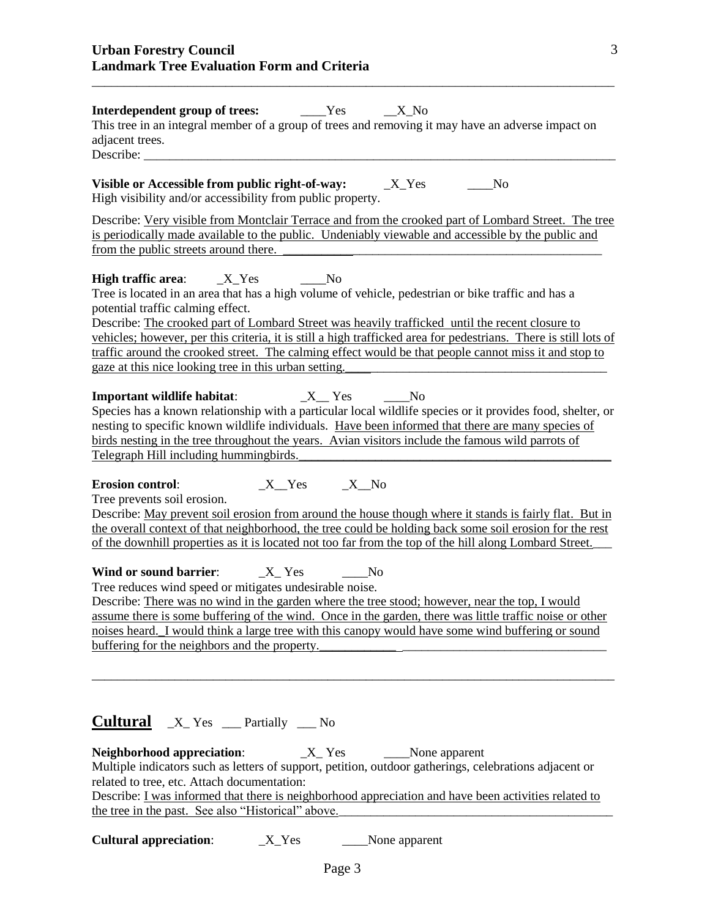**Interdependent group of trees:** ____Yes __X_No

This tree in an integral member of a group of trees and removing it may have an adverse impact on adjacent trees.

Describe: ___________________________________________________________________________

**Visible or Accessible from public right-of-way:** _X_Yes ____No

High visibility and/or accessibility from public property.

Describe: Very visible from Montclair Terrace and from the crooked part of Lombard Street. The tree is periodically made available to the public. Undeniably viewable and accessible by the public and from the public streets around there.

**High traffic area**: _X_Yes ____No

Tree is located in an area that has a high volume of vehicle, pedestrian or bike traffic and has a potential traffic calming effect.

Describe: The crooked part of Lombard Street was heavily trafficked until the recent closure to vehicles; however, per this criteria, it is still a high trafficked area for pedestrians. There is still lots of traffic around the crooked street. The calming effect would be that people cannot miss it and stop to gaze at this nice looking tree in this urban setting.

**Important wildlife habitat**: _X__ Yes ____No

Species has a known relationship with a particular local wildlife species or it provides food, shelter, or nesting to specific known wildlife individuals. Have been informed that there are many species of birds nesting in the tree throughout the years. Avian visitors include the famous wild parrots of Telegraph Hill including hummingbirds.

**Erosion control**: _X__Yes _X__No

Tree prevents soil erosion.

Describe: May prevent soil erosion from around the house though where it stands is fairly flat. But in the overall context of that neighborhood, the tree could be holding back some soil erosion for the rest of the downhill properties as it is located not too far from the top of the hill along Lombard Street.

**Wind or sound barrier**: _X_ Yes ____No

Tree reduces wind speed or mitigates undesirable noise.

Describe: There was no wind in the garden where the tree stood; however, near the top, I would assume there is some buffering of the wind. Once in the garden, there was little traffic noise or other noises heard. I would think a large tree with this canopy would have some wind buffering or sound buffering for the neighbors and the property.

---

## Cultural _X_ Yes ___ Partially ___ No

**Neighborhood appreciation**: _X_ Yes ____None apparent

Multiple indicators such as letters of support, petition, outdoor gatherings, celebrations adjacent or related to tree, etc. Attach documentation:

Describe: I was informed that there is neighborhood appreciation and have been activities related to the tree in the past. See also "Historical" above.

**Cultural appreciation**: _X_Yes ____None apparent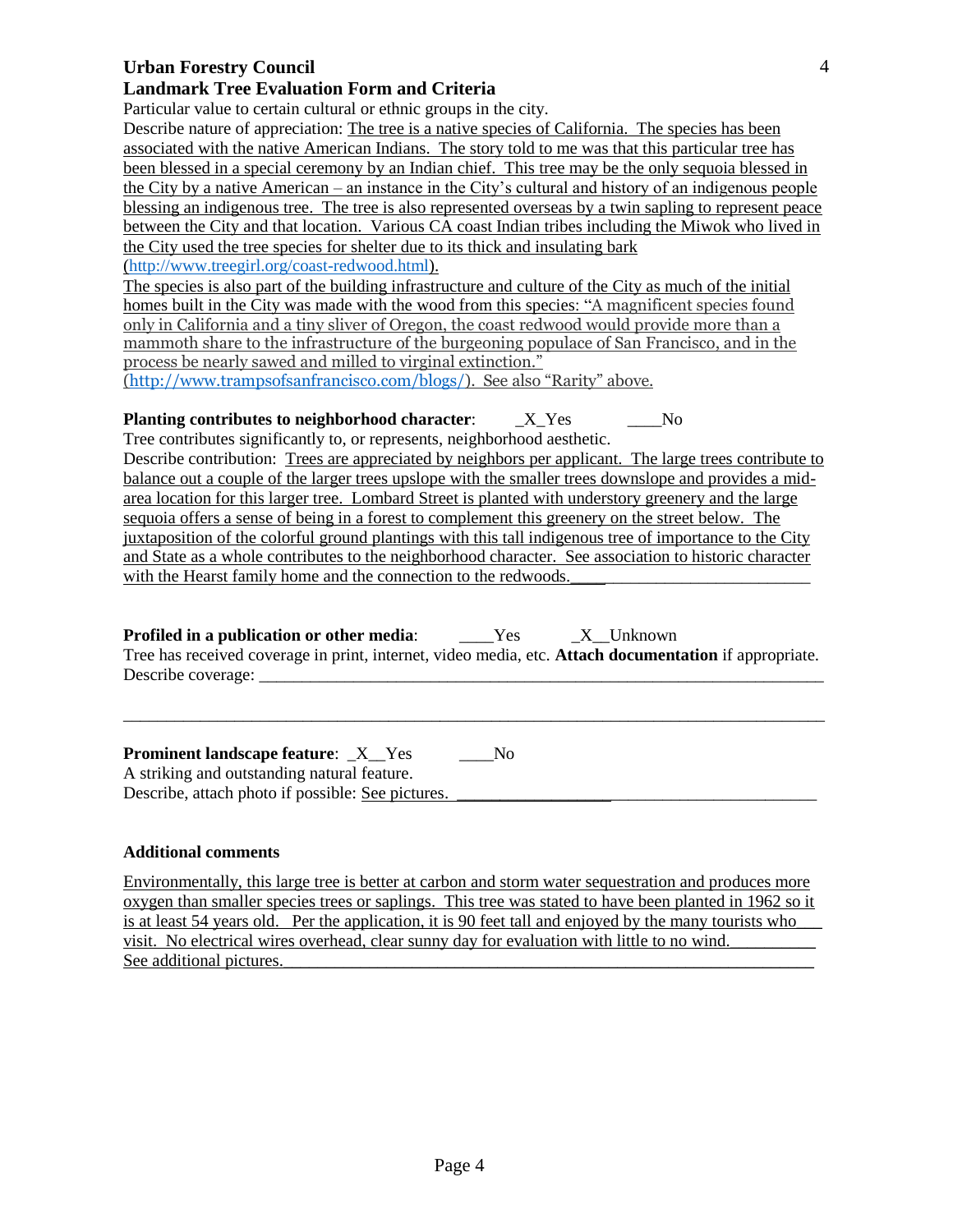**Urban Forestry Council**
**Landmark Tree Evaluation Form and Criteria**

Particular value to certain cultural or ethnic groups in the city.

Describe nature of appreciation: The tree is a native species of California. The species has been associated with the native American Indians. The story told to me was that this particular tree has been blessed in a special ceremony by an Indian chief. This tree may be the only sequoia blessed in the City by a native American – an instance in the City's cultural and history of an indigenous people blessing an indigenous tree. The tree is also represented overseas by a twin sapling to represent peace between the City and that location. Various CA coast Indian tribes including the Miwok who lived in the City used the tree species for shelter due to its thick and insulating bark (http://www.treegirl.org/coast-redwood.html).

The species is also part of the building infrastructure and culture of the City as much of the initial homes built in the City was made with the wood from this species: "A magnificent species found only in California and a tiny sliver of Oregon, the coast redwood would provide more than a mammoth share to the infrastructure of the burgeoning populace of San Francisco, and in the process be nearly sawed and milled to virginal extinction." (http://www.trampsofsanfrancisco.com/blogs/). See also "Rarity" above.

**Planting contributes to neighborhood character**: _X_Yes ____No

Tree contributes significantly to, or represents, neighborhood aesthetic.

Describe contribution: Trees are appreciated by neighbors per applicant. The large trees contribute to balance out a couple of the larger trees upslope with the smaller trees downslope and provides a mid-area location for this larger tree. Lombard Street is planted with understory greenery and the large sequoia offers a sense of being in a forest to complement this greenery on the street below. The juxtaposition of the colorful ground plantings with this tall indigenous tree of importance to the City and State as a whole contributes to the neighborhood character. See association to historic character with the Hearst family home and the connection to the redwoods.

**Profiled in a publication or other media**: ____Yes _X__Unknown

Tree has received coverage in print, internet, video media, etc. **Attach documentation** if appropriate.

Describe coverage: ____________________

**Prominent landscape feature**: _X__Yes ____No

A striking and outstanding natural feature.

Describe, attach photo if possible: See pictures.

**Additional comments**

Environmentally, this large tree is better at carbon and storm water sequestration and produces more oxygen than smaller species trees or saplings. This tree was stated to have been planted in 1962 so it is at least 54 years old. Per the application, it is 90 feet tall and enjoyed by the many tourists who visit. No electrical wires overhead, clear sunny day for evaluation with little to no wind. See additional pictures.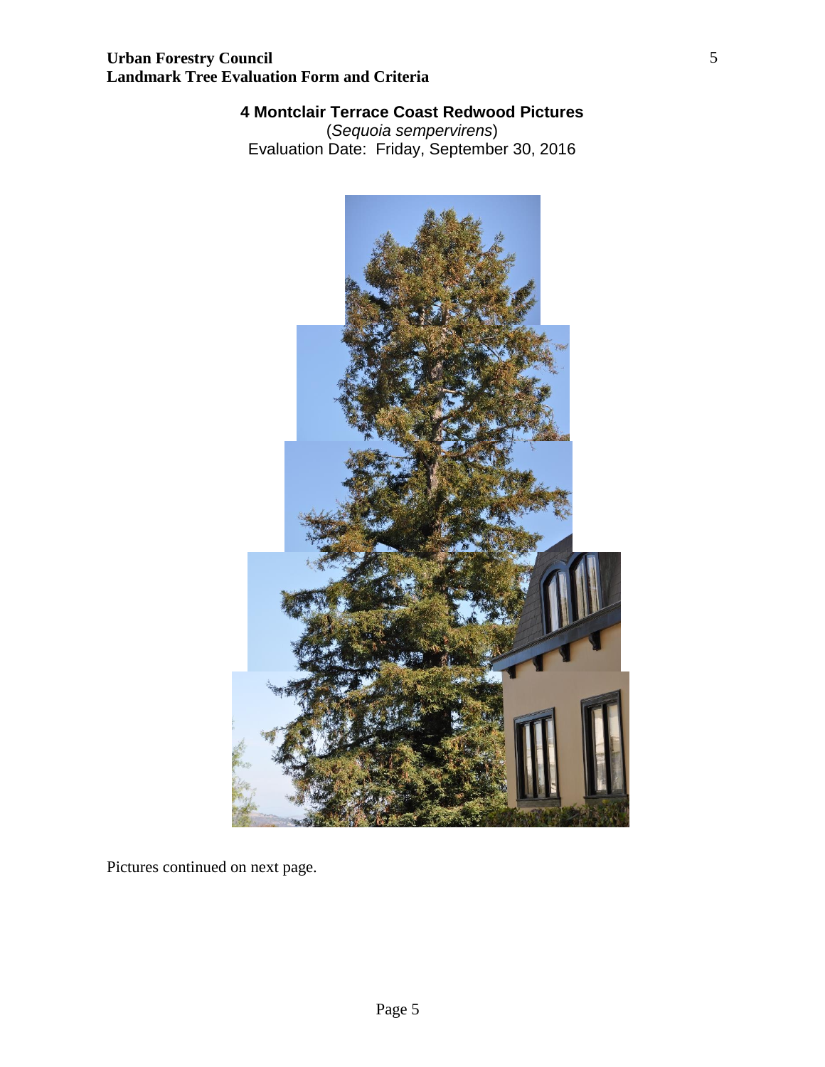## 4 Montclair Terrace Coast Redwood Pictures

(*Sequoia sempervirens*)

Evaluation Date: Friday, September 30, 2016

Pictures continued on next page.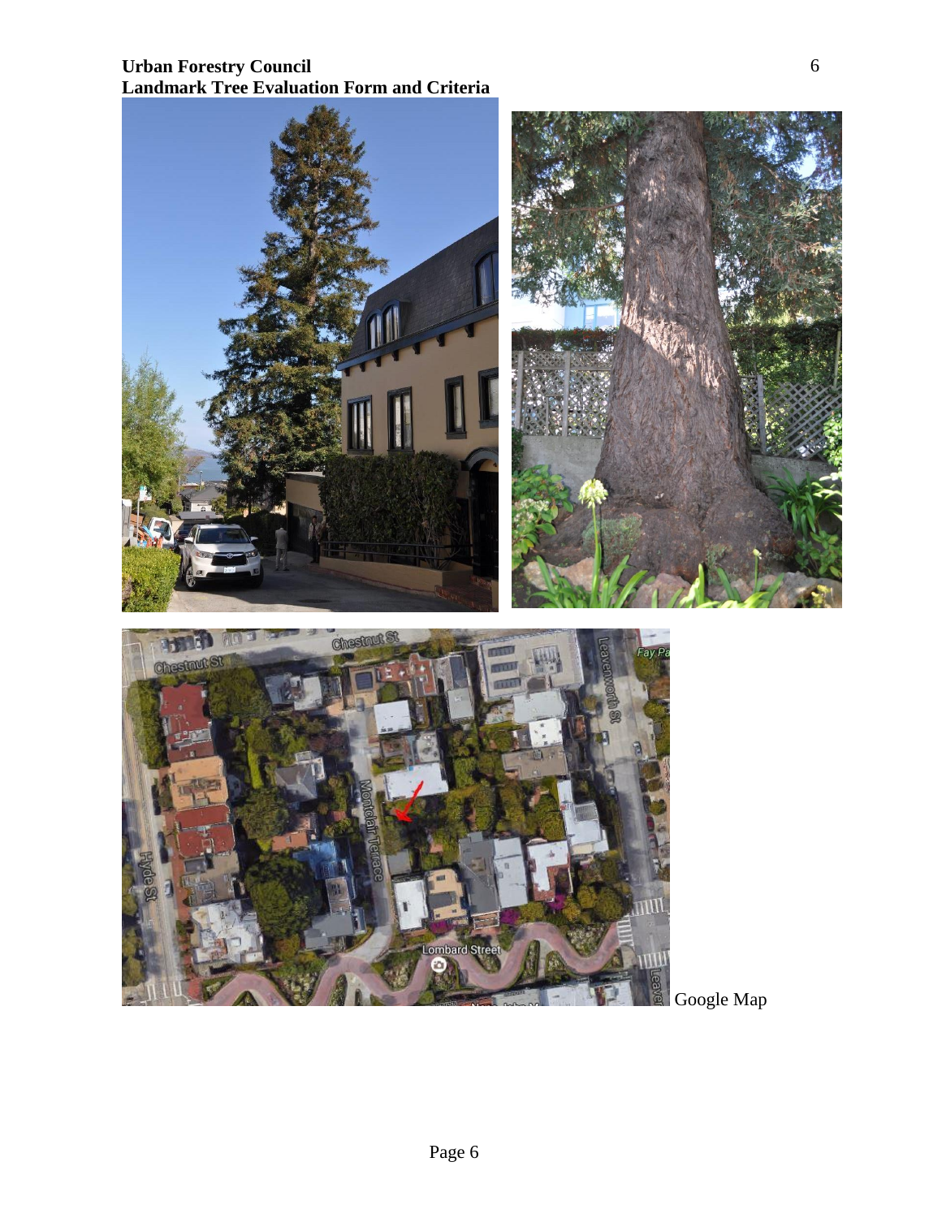Google Map